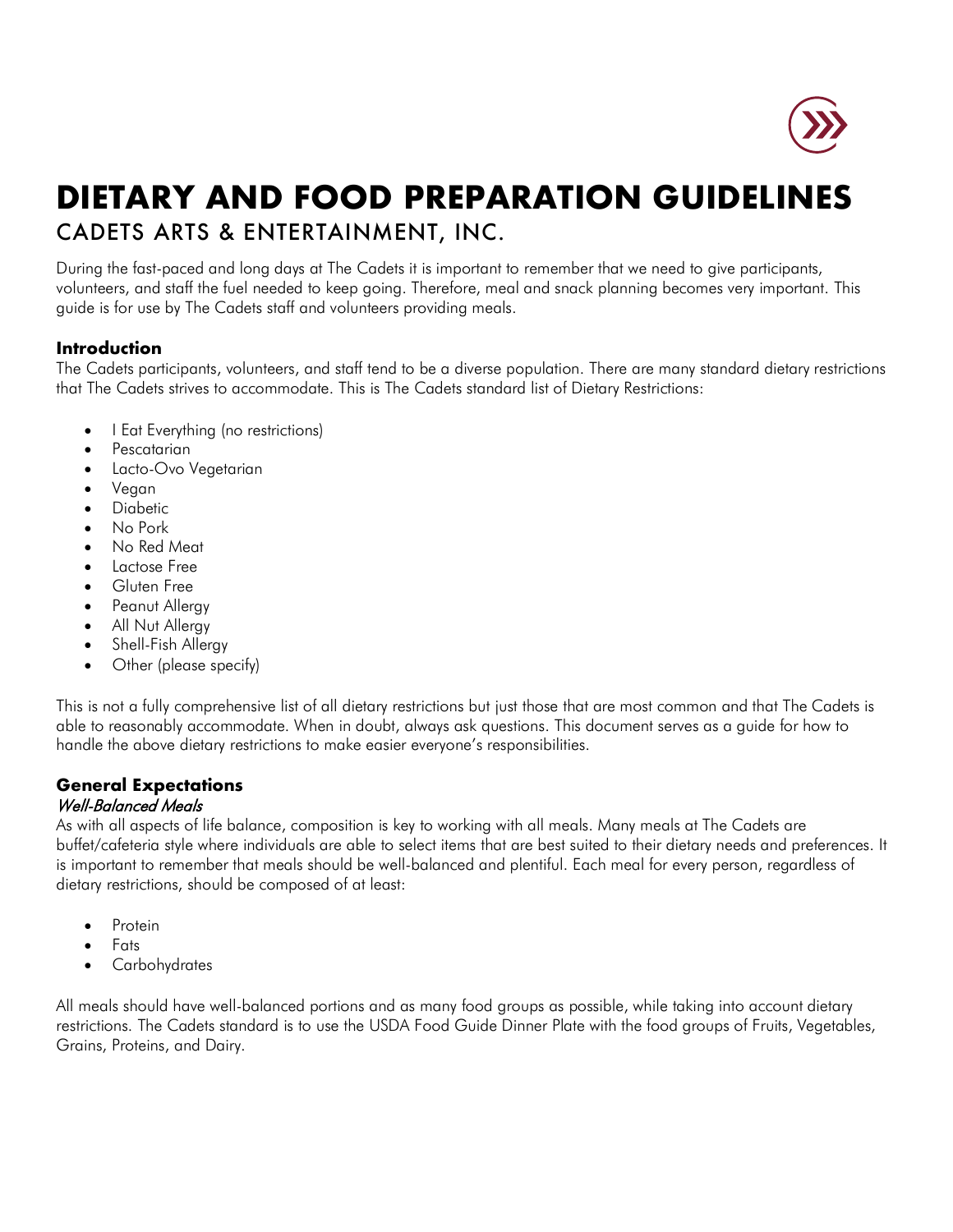# DIETARY AND FOOD PREPARATION GUIDELINES

## CADETS ARTS & ENTERTAINMENT, INC.

During the fast-paced and long days at The Cadets it is important to remember that we need to give participants, volunteers, and staff the fuel needed to keep going. Therefore, meal and snack planning becomes very important. This guide is for use by The Cadets staff and volunteers providing meals.

### Introduction

The Cadets participants, volunteers, and staff tend to be a diverse population. There are many standard dietary restrictions that The Cadets strives to accommodate. This is The Cadets standard list of Dietary Restrictions:

- I Eat Everything (no restrictions)
- Pescatarian
- Lacto-Ovo Vegetarian
- Vegan
- Diabetic
- No Pork
- No Red Meat
- Lactose Free
- Gluten Free
- Peanut Allergy
- All Nut Allergy
- Shell-Fish Allergy
- Other (please specify)

This is not a fully comprehensive list of all dietary restrictions but just those that are most common and that The Cadets is able to reasonably accommodate. When in doubt, always ask questions. This document serves as a guide for how to handle the above dietary restrictions to make easier everyone's responsibilities.

### General Expectations

#### *Well-Balanced Meals*

As with all aspects of life balance, composition is key to working with all meals. Many meals at The Cadets are buffet/cafeteria style where individuals are able to select items that are best suited to their dietary needs and preferences. It is important to remember that meals should be well-balanced and plentiful. Each meal for every person, regardless of dietary restrictions, should be composed of at least:

- Protein
- Fats
- Carbohydrates

All meals should have well-balanced portions and as many food groups as possible, while taking into account dietary restrictions. The Cadets standard is to use the USDA Food Guide Dinner Plate with the food groups of Fruits, Vegetables, Grains, Proteins, and Dairy.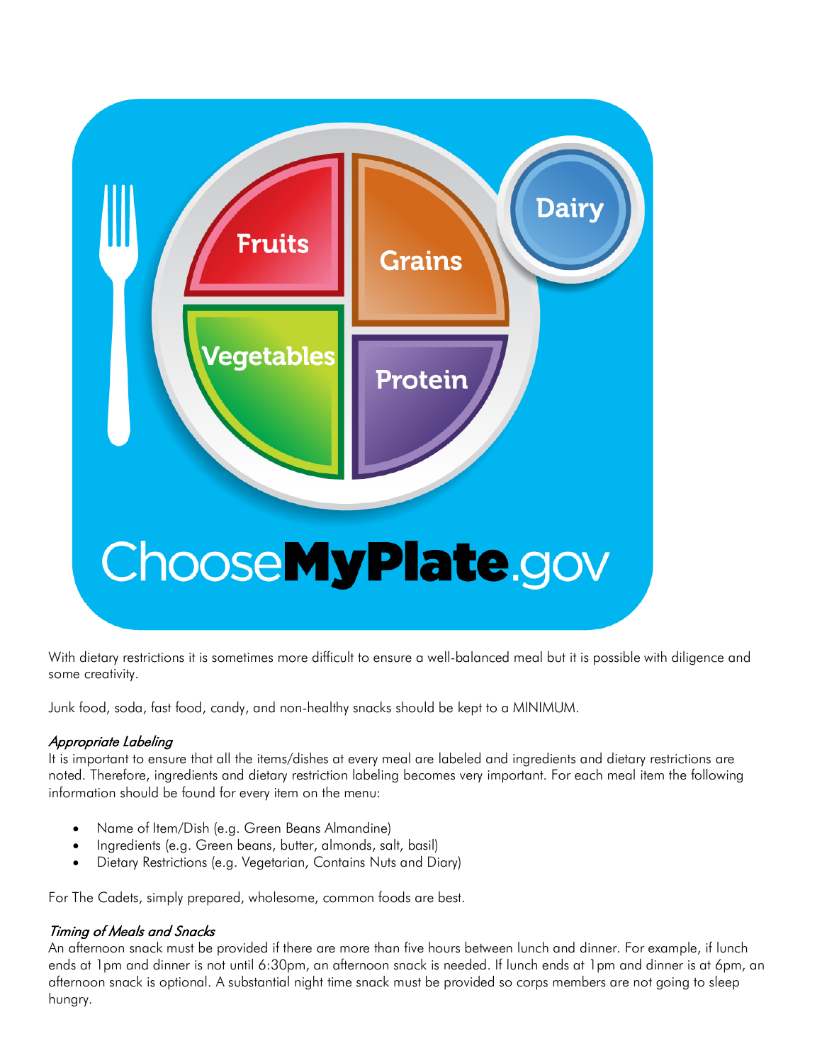With dietary restrictions it is sometimes more difficult to ensure a well-balanced meal but it is possible with diligence and some creativity.

Junk food, soda, fast food, candy, and non-healthy snacks should be kept to a MINIMUM.

### *Appropriate Labeling*

It is important to ensure that all the items/dishes at every meal are labeled and ingredients and dietary restrictions are noted. Therefore, ingredients and dietary restriction labeling becomes very important. For each meal item the following information should be found for every item on the menu:

- Name of Item/Dish (e.g. Green Beans Almandine)
- Ingredients (e.g. Green beans, butter, almonds, salt, basil)
- Dietary Restrictions (e.g. Vegetarian, Contains Nuts and Diary)

For The Cadets, simply prepared, wholesome, common foods are best.

### *Timing of Meals and Snacks*

An afternoon snack must be provided if there are more than five hours between lunch and dinner. For example, if lunch ends at 1pm and dinner is not until 6:30pm, an afternoon snack is needed. If lunch ends at 1pm and dinner is at 6pm, an afternoon snack is optional. A substantial night time snack must be provided so corps members are not going to sleep hungry.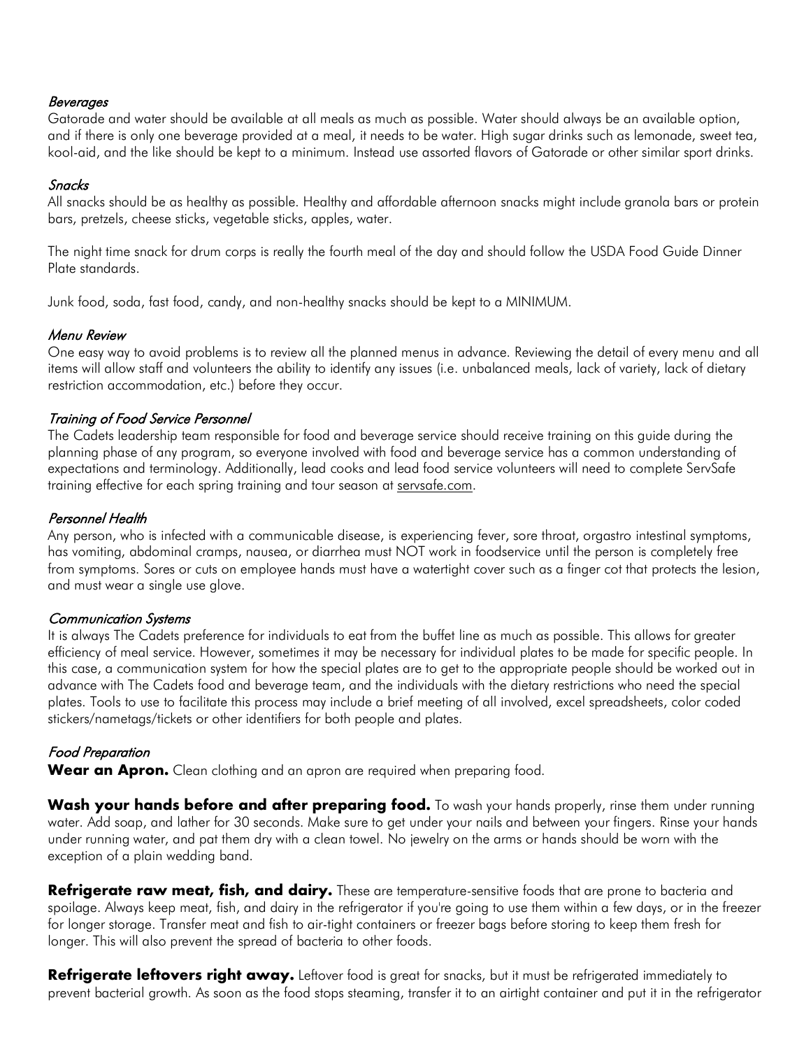*Beverages*

Gatorade and water should be available at all meals as much as possible. Water should always be an available option, and if there is only one beverage provided at a meal, it needs to be water. High sugar drinks such as lemonade, sweet tea, kool-aid, and the like should be kept to a minimum. Instead use assorted flavors of Gatorade or other similar sport drinks.

*Snacks*

All snacks should be as healthy as possible. Healthy and affordable afternoon snacks might include granola bars or protein bars, pretzels, cheese sticks, vegetable sticks, apples, water.

The night time snack for drum corps is really the fourth meal of the day and should follow the USDA Food Guide Dinner Plate standards.

Junk food, soda, fast food, candy, and non-healthy snacks should be kept to a MINIMUM.

*Menu Review*

One easy way to avoid problems is to review all the planned menus in advance. Reviewing the detail of every menu and all items will allow staff and volunteers the ability to identify any issues (i.e. unbalanced meals, lack of variety, lack of dietary restriction accommodation, etc.) before they occur.

*Training of Food Service Personnel*

The Cadets leadership team responsible for food and beverage service should receive training on this guide during the planning phase of any program, so everyone involved with food and beverage service has a common understanding of expectations and terminology. Additionally, lead cooks and lead food service volunteers will need to complete ServSafe training effective for each spring training and tour season at servsafe.com.

*Personnel Health*

Any person, who is infected with a communicable disease, is experiencing fever, sore throat, orgastro intestinal symptoms, has vomiting, abdominal cramps, nausea, or diarrhea must NOT work in foodservice until the person is completely free from symptoms. Sores or cuts on employee hands must have a watertight cover such as a finger cot that protects the lesion, and must wear a single use glove.

*Communication Systems*

It is always The Cadets preference for individuals to eat from the buffet line as much as possible. This allows for greater efficiency of meal service. However, sometimes it may be necessary for individual plates to be made for specific people. In this case, a communication system for how the special plates are to get to the appropriate people should be worked out in advance with The Cadets food and beverage team, and the individuals with the dietary restrictions who need the special plates. Tools to use to facilitate this process may include a brief meeting of all involved, excel spreadsheets, color coded stickers/nametags/tickets or other identifiers for both people and plates.

*Food Preparation*

**Wear an Apron.** Clean clothing and an apron are required when preparing food.

**Wash your hands before and after preparing food.** To wash your hands properly, rinse them under running water. Add soap, and lather for 30 seconds. Make sure to get under your nails and between your fingers. Rinse your hands under running water, and pat them dry with a clean towel. No jewelry on the arms or hands should be worn with the exception of a plain wedding band.

**Refrigerate raw meat, fish, and dairy.** These are temperature-sensitive foods that are prone to bacteria and spoilage. Always keep meat, fish, and dairy in the refrigerator if you're going to use them within a few days, or in the freezer for longer storage. Transfer meat and fish to air-tight containers or freezer bags before storing to keep them fresh for longer. This will also prevent the spread of bacteria to other foods.

**Refrigerate leftovers right away.** Leftover food is great for snacks, but it must be refrigerated immediately to prevent bacterial growth. As soon as the food stops steaming, transfer it to an airtight container and put it in the refrigerator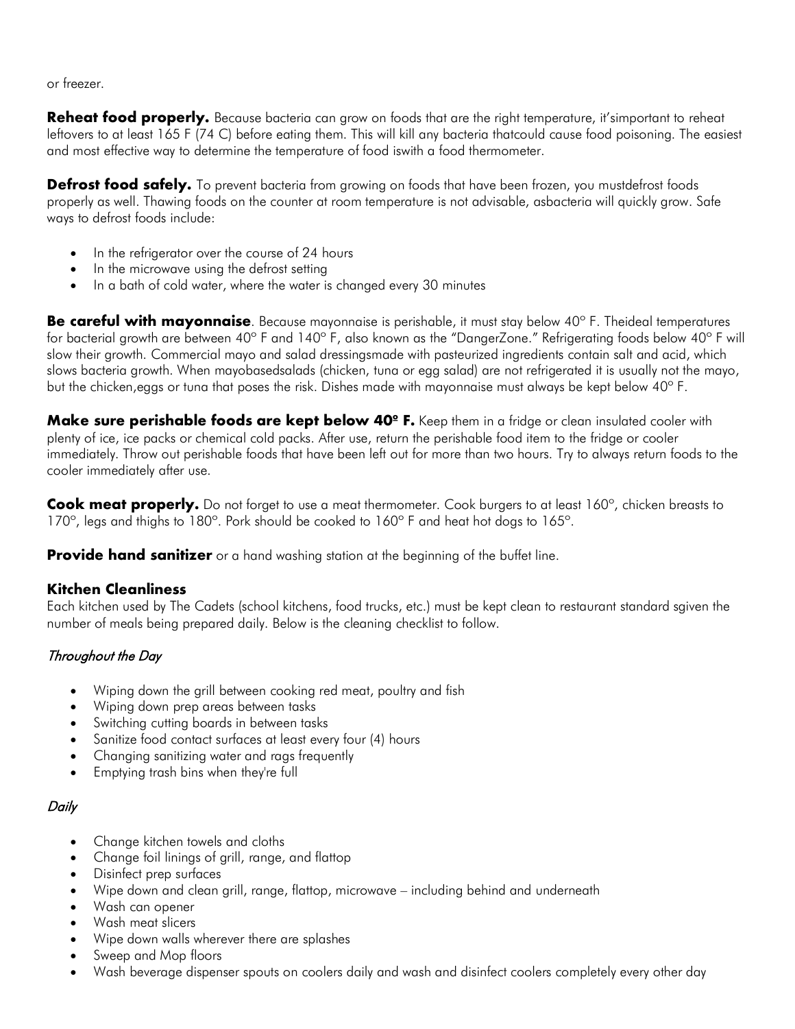or freezer.

**Reheat food properly.** Because bacteria can grow on foods that are the right temperature, it'simportant to reheat leftovers to at least 165 F (74 C) before eating them. This will kill any bacteria thatcould cause food poisoning. The easiest and most effective way to determine the temperature of food iswith a food thermometer.

**Defrost food safely.** To prevent bacteria from growing on foods that have been frozen, you mustdefrost foods properly as well. Thawing foods on the counter at room temperature is not advisable, asbacteria will quickly grow. Safe ways to defrost foods include:

- In the refrigerator over the course of 24 hours
- In the microwave using the defrost setting
- In a bath of cold water, where the water is changed every 30 minutes

**Be careful with mayonnaise**. Because mayonnaise is perishable, it must stay below 40° F. Theideal temperatures for bacterial growth are between 40° F and 140° F, also known as the "DangerZone." Refrigerating foods below 40° F will slow their growth. Commercial mayo and salad dressingsmade with pasteurized ingredients contain salt and acid, which slows bacteria growth. When mayobasedsalads (chicken, tuna or egg salad) are not refrigerated it is usually not the mayo, but the chicken,eggs or tuna that poses the risk. Dishes made with mayonnaise must always be kept below 40° F.

**Make sure perishable foods are kept below 40º F.** Keep them in a fridge or clean insulated cooler with plenty of ice, ice packs or chemical cold packs. After use, return the perishable food item to the fridge or cooler immediately. Throw out perishable foods that have been left out for more than two hours. Try to always return foods to the cooler immediately after use.

**Cook meat properly.** Do not forget to use a meat thermometer. Cook burgers to at least 160°, chicken breasts to 170°, legs and thighs to 180°. Pork should be cooked to 160° F and heat hot dogs to 165°.

**Provide hand sanitizer** or a hand washing station at the beginning of the buffet line.

### Kitchen Cleanliness

Each kitchen used by The Cadets (school kitchens, food trucks, etc.) must be kept clean to restaurant standard sgiven the number of meals being prepared daily. Below is the cleaning checklist to follow.

*Throughout the Day*

- Wiping down the grill between cooking red meat, poultry and fish
- Wiping down prep areas between tasks
- Switching cutting boards in between tasks
- Sanitize food contact surfaces at least every four (4) hours
- Changing sanitizing water and rags frequently
- Emptying trash bins when they're full

*Daily*

- Change kitchen towels and cloths
- Change foil linings of grill, range, and flattop
- Disinfect prep surfaces
- Wipe down and clean grill, range, flattop, microwave – including behind and underneath
- Wash can opener
- Wash meat slicers
- Wipe down walls wherever there are splashes
- Sweep and Mop floors
- Wash beverage dispenser spouts on coolers daily and wash and disinfect coolers completely every other day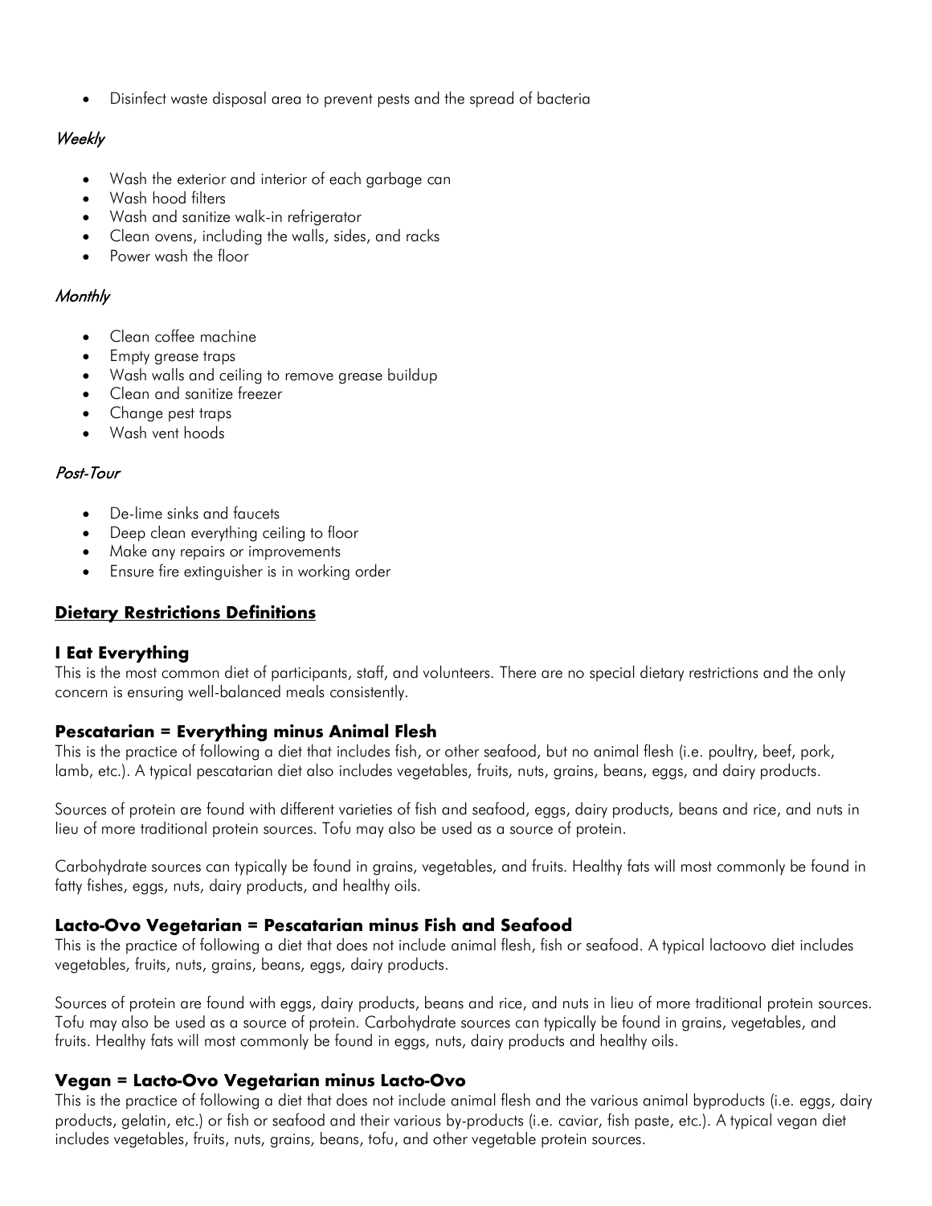- Disinfect waste disposal area to prevent pests and the spread of bacteria

*Weekly*

- Wash the exterior and interior of each garbage can
- Wash hood filters
- Wash and sanitize walk-in refrigerator
- Clean ovens, including the walls, sides, and racks
- Power wash the floor

*Monthly*

- Clean coffee machine
- Empty grease traps
- Wash walls and ceiling to remove grease buildup
- Clean and sanitize freezer
- Change pest traps
- Wash vent hoods

*Post-Tour*

- De-lime sinks and faucets
- Deep clean everything ceiling to floor
- Make any repairs or improvements
- Ensure fire extinguisher is in working order

## Dietary Restrictions Definitions

### I Eat Everything

This is the most common diet of participants, staff, and volunteers. There are no special dietary restrictions and the only concern is ensuring well-balanced meals consistently.

### Pescatarian = Everything minus Animal Flesh

This is the practice of following a diet that includes fish, or other seafood, but no animal flesh (i.e. poultry, beef, pork, lamb, etc.). A typical pescatarian diet also includes vegetables, fruits, nuts, grains, beans, eggs, and dairy products.

Sources of protein are found with different varieties of fish and seafood, eggs, dairy products, beans and rice, and nuts in lieu of more traditional protein sources. Tofu may also be used as a source of protein.

Carbohydrate sources can typically be found in grains, vegetables, and fruits. Healthy fats will most commonly be found in fatty fishes, eggs, nuts, dairy products, and healthy oils.

### Lacto-Ovo Vegetarian = Pescatarian minus Fish and Seafood

This is the practice of following a diet that does not include animal flesh, fish or seafood. A typical lactoovo diet includes vegetables, fruits, nuts, grains, beans, eggs, dairy products.

Sources of protein are found with eggs, dairy products, beans and rice, and nuts in lieu of more traditional protein sources. Tofu may also be used as a source of protein. Carbohydrate sources can typically be found in grains, vegetables, and fruits. Healthy fats will most commonly be found in eggs, nuts, dairy products and healthy oils.

### Vegan = Lacto-Ovo Vegetarian minus Lacto-Ovo

This is the practice of following a diet that does not include animal flesh and the various animal byproducts (i.e. eggs, dairy products, gelatin, etc.) or fish or seafood and their various by-products (i.e. caviar, fish paste, etc.). A typical vegan diet includes vegetables, fruits, nuts, grains, beans, tofu, and other vegetable protein sources.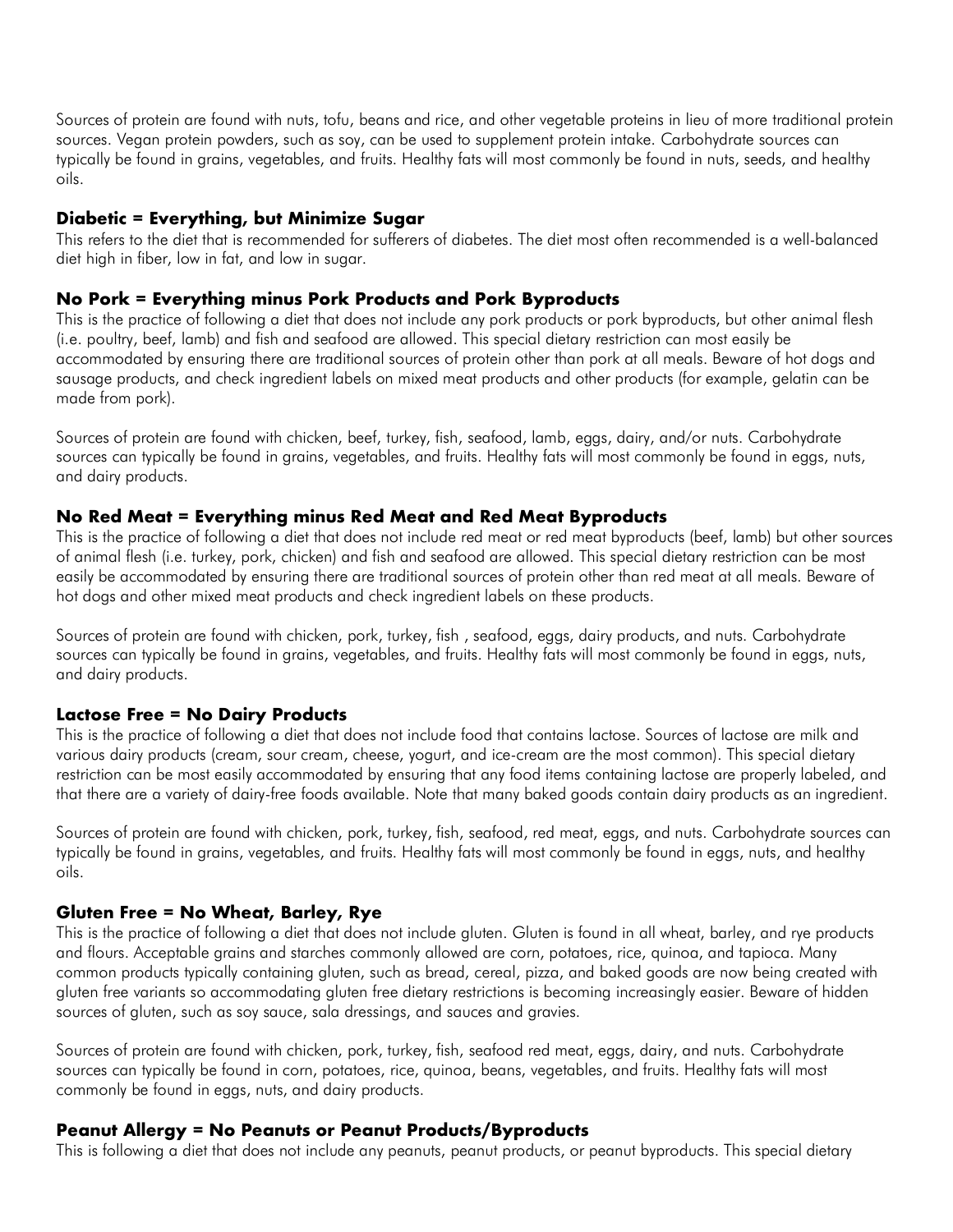Sources of protein are found with nuts, tofu, beans and rice, and other vegetable proteins in lieu of more traditional protein sources. Vegan protein powders, such as soy, can be used to supplement protein intake. Carbohydrate sources can typically be found in grains, vegetables, and fruits. Healthy fats will most commonly be found in nuts, seeds, and healthy oils.

### Diabetic = Everything, but Minimize Sugar

This refers to the diet that is recommended for sufferers of diabetes. The diet most often recommended is a well-balanced diet high in fiber, low in fat, and low in sugar.

### No Pork = Everything minus Pork Products and Pork Byproducts

This is the practice of following a diet that does not include any pork products or pork byproducts, but other animal flesh (i.e. poultry, beef, lamb) and fish and seafood are allowed. This special dietary restriction can most easily be accommodated by ensuring there are traditional sources of protein other than pork at all meals. Beware of hot dogs and sausage products, and check ingredient labels on mixed meat products and other products (for example, gelatin can be made from pork).

Sources of protein are found with chicken, beef, turkey, fish, seafood, lamb, eggs, dairy, and/or nuts. Carbohydrate sources can typically be found in grains, vegetables, and fruits. Healthy fats will most commonly be found in eggs, nuts, and dairy products.

### No Red Meat = Everything minus Red Meat and Red Meat Byproducts

This is the practice of following a diet that does not include red meat or red meat byproducts (beef, lamb) but other sources of animal flesh (i.e. turkey, pork, chicken) and fish and seafood are allowed. This special dietary restriction can be most easily be accommodated by ensuring there are traditional sources of protein other than red meat at all meals. Beware of hot dogs and other mixed meat products and check ingredient labels on these products.

Sources of protein are found with chicken, pork, turkey, fish , seafood, eggs, dairy products, and nuts. Carbohydrate sources can typically be found in grains, vegetables, and fruits. Healthy fats will most commonly be found in eggs, nuts, and dairy products.

### Lactose Free = No Dairy Products

This is the practice of following a diet that does not include food that contains lactose. Sources of lactose are milk and various dairy products (cream, sour cream, cheese, yogurt, and ice-cream are the most common). This special dietary restriction can be most easily be accommodated by ensuring that any food items containing lactose are properly labeled, and that there are a variety of dairy-free foods available. Note that many baked goods contain dairy products as an ingredient.

Sources of protein are found with chicken, pork, turkey, fish, seafood, red meat, eggs, and nuts. Carbohydrate sources can typically be found in grains, vegetables, and fruits. Healthy fats will most commonly be found in eggs, nuts, and healthy oils.

### Gluten Free = No Wheat, Barley, Rye

This is the practice of following a diet that does not include gluten. Gluten is found in all wheat, barley, and rye products and flours. Acceptable grains and starches commonly allowed are corn, potatoes, rice, quinoa, and tapioca. Many common products typically containing gluten, such as bread, cereal, pizza, and baked goods are now being created with gluten free variants so accommodating gluten free dietary restrictions is becoming increasingly easier. Beware of hidden sources of gluten, such as soy sauce, sala dressings, and sauces and gravies.

Sources of protein are found with chicken, pork, turkey, fish, seafood red meat, eggs, dairy, and nuts. Carbohydrate sources can typically be found in corn, potatoes, rice, quinoa, beans, vegetables, and fruits. Healthy fats will most commonly be found in eggs, nuts, and dairy products.

### Peanut Allergy = No Peanuts or Peanut Products/Byproducts

This is following a diet that does not include any peanuts, peanut products, or peanut byproducts. This special dietary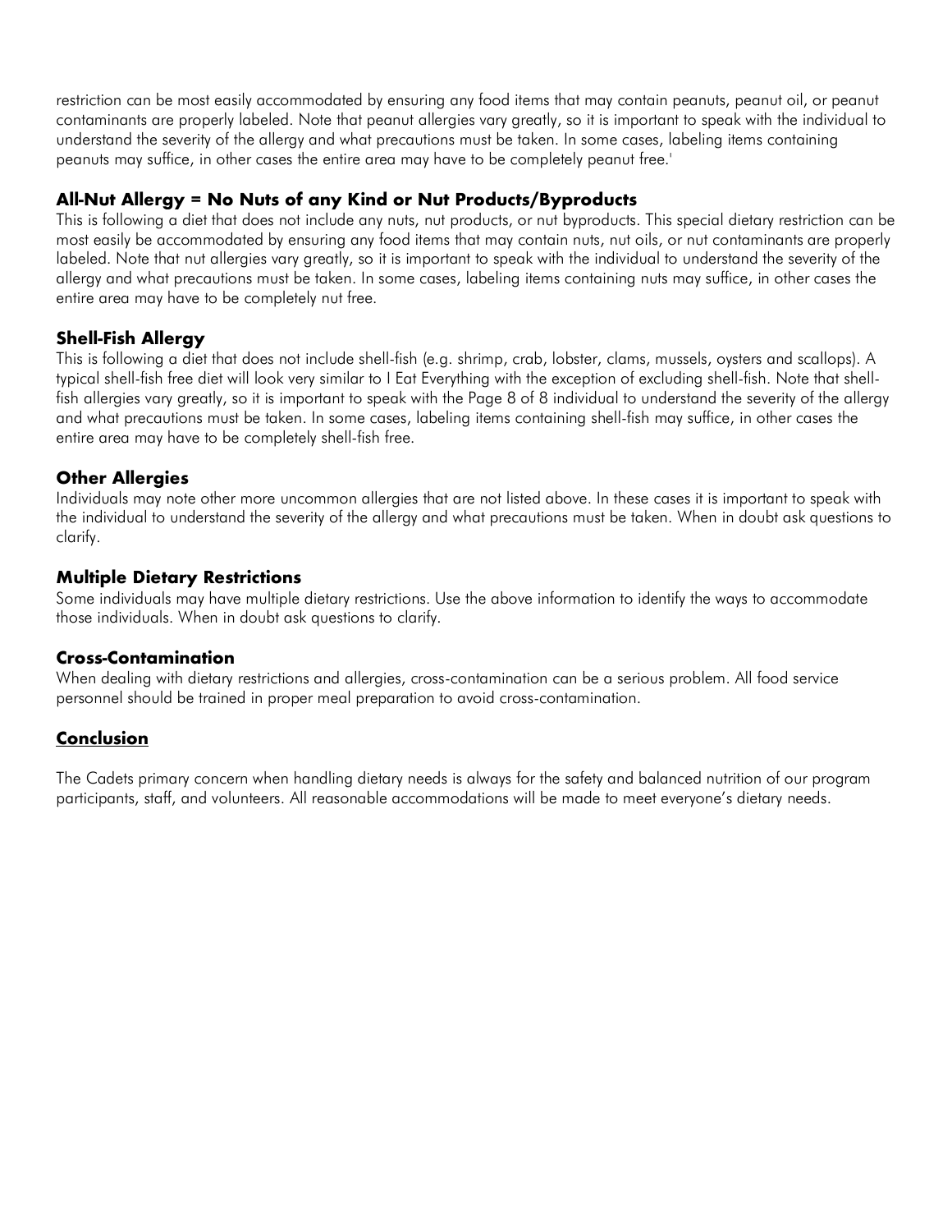restriction can be most easily accommodated by ensuring any food items that may contain peanuts, peanut oil, or peanut contaminants are properly labeled. Note that peanut allergies vary greatly, so it is important to speak with the individual to understand the severity of the allergy and what precautions must be taken. In some cases, labeling items containing peanuts may suffice, in other cases the entire area may have to be completely peanut free.'

### All-Nut Allergy = No Nuts of any Kind or Nut Products/Byproducts

This is following a diet that does not include any nuts, nut products, or nut byproducts. This special dietary restriction can be most easily be accommodated by ensuring any food items that may contain nuts, nut oils, or nut contaminants are properly labeled. Note that nut allergies vary greatly, so it is important to speak with the individual to understand the severity of the allergy and what precautions must be taken. In some cases, labeling items containing nuts may suffice, in other cases the entire area may have to be completely nut free.

### Shell-Fish Allergy

This is following a diet that does not include shell-fish (e.g. shrimp, crab, lobster, clams, mussels, oysters and scallops). A typical shell-fish free diet will look very similar to I Eat Everything with the exception of excluding shell-fish. Note that shell-fish allergies vary greatly, so it is important to speak with the Page 8 of 8 individual to understand the severity of the allergy and what precautions must be taken. In some cases, labeling items containing shell-fish may suffice, in other cases the entire area may have to be completely shell-fish free.

### Other Allergies

Individuals may note other more uncommon allergies that are not listed above. In these cases it is important to speak with the individual to understand the severity of the allergy and what precautions must be taken. When in doubt ask questions to clarify.

### Multiple Dietary Restrictions

Some individuals may have multiple dietary restrictions. Use the above information to identify the ways to accommodate those individuals. When in doubt ask questions to clarify.

### Cross-Contamination

When dealing with dietary restrictions and allergies, cross-contamination can be a serious problem. All food service personnel should be trained in proper meal preparation to avoid cross-contamination.

## Conclusion

The Cadets primary concern when handling dietary needs is always for the safety and balanced nutrition of our program participants, staff, and volunteers. All reasonable accommodations will be made to meet everyone's dietary needs.